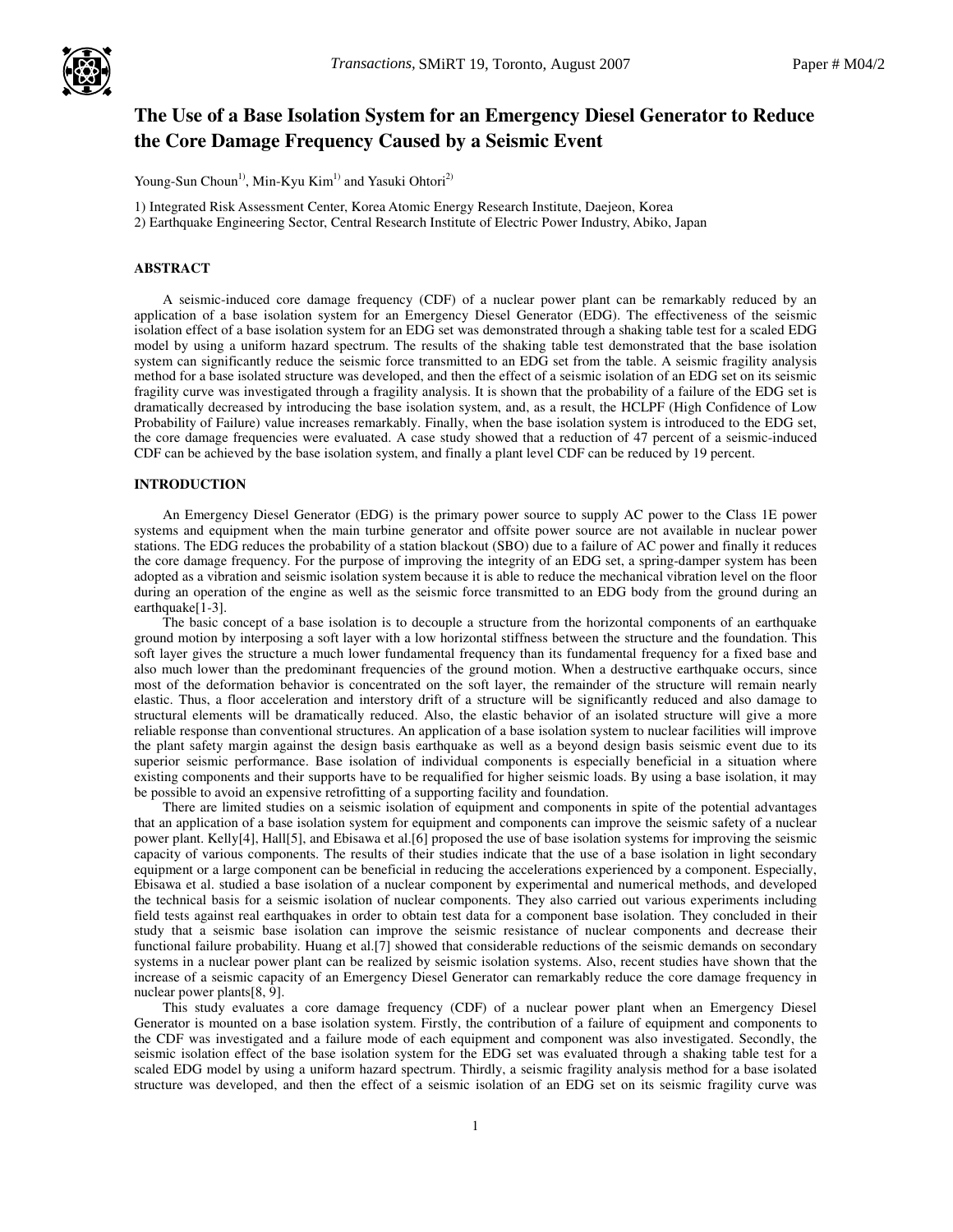# The Use of a Base Isolation System for an Emergency Diesel Generator to Reduce the Core Damage Frequency Caused by a Seismic Event

Young-Sun Choun[1)], Min-Kyu Kim[1)] and Yasuki Ohtori[2)]

1) Integrated Risk Assessment Center, Korea Atomic Energy Research Institute, Daejeon, Korea
2) Earthquake Engineering Sector, Central Research Institute of Electric Power Industry, Abiko, Japan

## ABSTRACT

A seismic-induced core damage frequency (CDF) of a nuclear power plant can be remarkably reduced by an application of a base isolation system for an Emergency Diesel Generator (EDG). The effectiveness of the seismic isolation effect of a base isolation system for an EDG set was demonstrated through a shaking table test for a scaled EDG model by using a uniform hazard spectrum. The results of the shaking table test demonstrated that the base isolation system can significantly reduce the seismic force transmitted to an EDG set from the table. A seismic fragility analysis method for a base isolated structure was developed, and then the effect of a seismic isolation of an EDG set on its seismic fragility curve was investigated through a fragility analysis. It is shown that the probability of a failure of the EDG set is dramatically decreased by introducing the base isolation system, and, as a result, the HCLPF (High Confidence of Low Probability of Failure) value increases remarkably. Finally, when the base isolation system is introduced to the EDG set, the core damage frequencies were evaluated. A case study showed that a reduction of 47 percent of a seismic-induced CDF can be achieved by the base isolation system, and finally a plant level CDF can be reduced by 19 percent.

## INTRODUCTION

An Emergency Diesel Generator (EDG) is the primary power source to supply AC power to the Class 1E power systems and equipment when the main turbine generator and offsite power source are not available in nuclear power stations. The EDG reduces the probability of a station blackout (SBO) due to a failure of AC power and finally it reduces the core damage frequency. For the purpose of improving the integrity of an EDG set, a spring-damper system has been adopted as a vibration and seismic isolation system because it is able to reduce the mechanical vibration level on the floor during an operation of the engine as well as the seismic force transmitted to an EDG body from the ground during an earthquake[1-3].

The basic concept of a base isolation is to decouple a structure from the horizontal components of an earthquake ground motion by interposing a soft layer with a low horizontal stiffness between the structure and the foundation. This soft layer gives the structure a much lower fundamental frequency than its fundamental frequency for a fixed base and also much lower than the predominant frequencies of the ground motion. When a destructive earthquake occurs, since most of the deformation behavior is concentrated on the soft layer, the remainder of the structure will remain nearly elastic. Thus, a floor acceleration and interstory drift of a structure will be significantly reduced and also damage to structural elements will be dramatically reduced. Also, the elastic behavior of an isolated structure will give a more reliable response than conventional structures. An application of a base isolation system to nuclear facilities will improve the plant safety margin against the design basis earthquake as well as a beyond design basis seismic event due to its superior seismic performance. Base isolation of individual components is especially beneficial in a situation where existing components and their supports have to be requalified for higher seismic loads. By using a base isolation, it may be possible to avoid an expensive retrofitting of a supporting facility and foundation.

There are limited studies on a seismic isolation of equipment and components in spite of the potential advantages that an application of a base isolation system for equipment and components can improve the seismic safety of a nuclear power plant. Kelly[4], Hall[5], and Ebisawa et al.[6] proposed the use of base isolation systems for improving the seismic capacity of various components. The results of their studies indicate that the use of a base isolation in light secondary equipment or a large component can be beneficial in reducing the accelerations experienced by a component. Especially, Ebisawa et al. studied a base isolation of a nuclear component by experimental and numerical methods, and developed the technical basis for a seismic isolation of nuclear components. They also carried out various experiments including field tests against real earthquakes in order to obtain test data for a component base isolation. They concluded in their study that a seismic base isolation can improve the seismic resistance of nuclear components and decrease their functional failure probability. Huang et al.[7] showed that considerable reductions of the seismic demands on secondary systems in a nuclear power plant can be realized by seismic isolation systems. Also, recent studies have shown that the increase of a seismic capacity of an Emergency Diesel Generator can remarkably reduce the core damage frequency in nuclear power plants[8, 9].

This study evaluates a core damage frequency (CDF) of a nuclear power plant when an Emergency Diesel Generator is mounted on a base isolation system. Firstly, the contribution of a failure of equipment and components to the CDF was investigated and a failure mode of each equipment and component was also investigated. Secondly, the seismic isolation effect of the base isolation system for the EDG set was evaluated through a shaking table test for a scaled EDG model by using a uniform hazard spectrum. Thirdly, a seismic fragility analysis method for a base isolated structure was developed, and then the effect of a seismic isolation of an EDG set on its seismic fragility curve was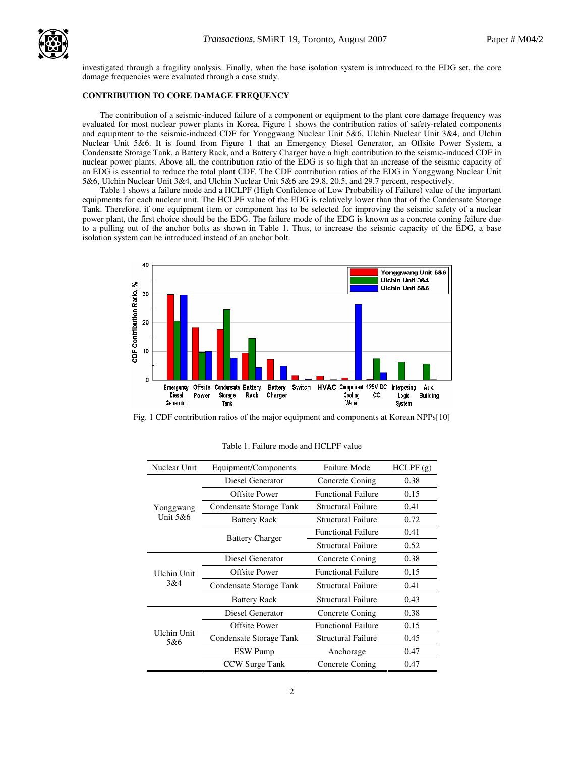investigated through a fragility analysis. Finally, when the base isolation system is introduced to the EDG set, the core damage frequencies were evaluated through a case study.

## CONTRIBUTION TO CORE DAMAGE FREQUENCY

The contribution of a seismic-induced failure of a component or equipment to the plant core damage frequency was evaluated for most nuclear power plants in Korea. Figure 1 shows the contribution ratios of safety-related components and equipment to the seismic-induced CDF for Yonggwang Nuclear Unit 5&6, Ulchin Nuclear Unit 3&4, and Ulchin Nuclear Unit 5&6. It is found from Figure 1 that an Emergency Diesel Generator, an Offsite Power System, a Condensate Storage Tank, a Battery Rack, and a Battery Charger have a high contribution to the seismic-induced CDF in nuclear power plants. Above all, the contribution ratio of the EDG is so high that an increase of the seismic capacity of an EDG is essential to reduce the total plant CDF. The CDF contribution ratios of the EDG in Yonggwang Nuclear Unit 5&6, Ulchin Nuclear Unit 3&4, and Ulchin Nuclear Unit 5&6 are 29.8, 20.5, and 29.7 percent, respectively.

Table 1 shows a failure mode and a HCLPF (High Confidence of Low Probability of Failure) value of the important equipments for each nuclear unit. The HCLPF value of the EDG is relatively lower than that of the Condensate Storage Tank. Therefore, if one equipment item or component has to be selected for improving the seismic safety of a nuclear power plant, the first choice should be the EDG. The failure mode of the EDG is known as a concrete coning failure due to a pulling out of the anchor bolts as shown in Table 1. Thus, to increase the seismic capacity of the EDG, a base isolation system can be introduced instead of an anchor bolt.

Fig. 1 CDF contribution ratios of the major equipment and components at Korean NPPs[10]

Table 1. Failure mode and HCLPF value

| Nuclear Unit | Equipment/Components | Failure Mode | HCLPF (g) |
|---|---|---|---|
| Yonggwang Unit 5&6 | Diesel Generator | Concrete Coning | 0.38 |
| | Offsite Power | Functional Failure | 0.15 |
| | Condensate Storage Tank | Structural Failure | 0.41 |
| | Battery Rack | Structural Failure | 0.72 |
| | Battery Charger | Functional Failure | 0.41 |
| | | Structural Failure | 0.52 |
| Ulchin Unit 3&4 | Diesel Generator | Concrete Coning | 0.38 |
| | Offsite Power | Functional Failure | 0.15 |
| | Condensate Storage Tank | Structural Failure | 0.41 |
| | Battery Rack | Structural Failure | 0.43 |
| Ulchin Unit 5&6 | Diesel Generator | Concrete Coning | 0.38 |
| | Offsite Power | Functional Failure | 0.15 |
| | Condensate Storage Tank | Structural Failure | 0.45 |
| | ESW Pump | Anchorage | 0.47 |
| | CCW Surge Tank | Concrete Coning | 0.47 |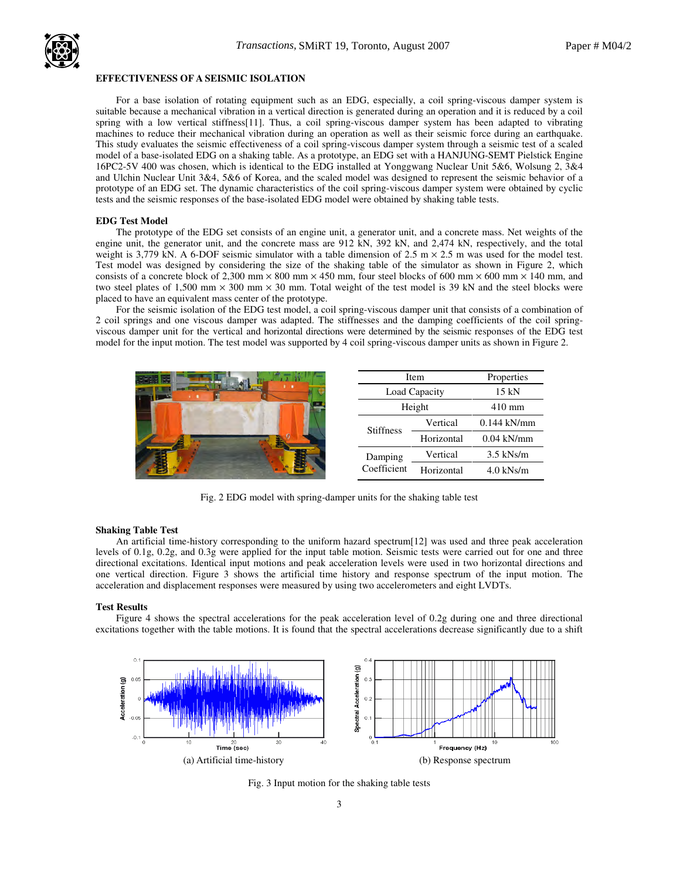## EFFECTIVENESS OF A SEISMIC ISOLATION

For a base isolation of rotating equipment such as an EDG, especially, a coil spring-viscous damper system is suitable because a mechanical vibration in a vertical direction is generated during an operation and it is reduced by a coil spring with a low vertical stiffness[11]. Thus, a coil spring-viscous damper system has been adapted to vibrating machines to reduce their mechanical vibration during an operation as well as their seismic force during an earthquake. This study evaluates the seismic effectiveness of a coil spring-viscous damper system through a seismic test of a scaled model of a base-isolated EDG on a shaking table. As a prototype, an EDG set with a HANJUNG-SEMT Pielstick Engine 16PC2-5V 400 was chosen, which is identical to the EDG installed at Yonggwang Nuclear Unit 5&6, Wolsung 2, 3&4 and Ulchin Nuclear Unit 3&4, 5&6 of Korea, and the scaled model was designed to represent the seismic behavior of a prototype of an EDG set. The dynamic characteristics of the coil spring-viscous damper system were obtained by cyclic tests and the seismic responses of the base-isolated EDG model were obtained by shaking table tests.

### EDG Test Model

The prototype of the EDG set consists of an engine unit, a generator unit, and a concrete mass. Net weights of the engine unit, the generator unit, and the concrete mass are 912 kN, 392 kN, and 2,474 kN, respectively, and the total weight is 3,779 kN. A 6-DOF seismic simulator with a table dimension of 2.5 m × 2.5 m was used for the model test. Test model was designed by considering the size of the shaking table of the simulator as shown in Figure 2, which consists of a concrete block of 2,300 mm × 800 mm × 450 mm, four steel blocks of 600 mm × 600 mm × 140 mm, and two steel plates of 1,500 mm × 300 mm × 30 mm. Total weight of the test model is 39 kN and the steel blocks were placed to have an equivalent mass center of the prototype.

For the seismic isolation of the EDG test model, a coil spring-viscous damper unit that consists of a combination of 2 coil springs and one viscous damper was adapted. The stiffnesses and the damping coefficients of the coil spring-viscous damper unit for the vertical and horizontal directions were determined by the seismic responses of the EDG test model for the input motion. The test model was supported by 4 coil spring-viscous damper units as shown in Figure 2.

| Item | | Properties |
|---|---|---|
| Load Capacity | | 15 kN |
| Height | | 410 mm |
| Stiffness | Vertical | 0.144 kN/mm |
| | Horizontal | 0.04 kN/mm |
| Damping Coefficient | Vertical | 3.5 kNs/m |
| | Horizontal | 4.0 kNs/m |

Fig. 2 EDG model with spring-damper units for the shaking table test

### Shaking Table Test

An artificial time-history corresponding to the uniform hazard spectrum[12] was used and three peak acceleration levels of 0.1g, 0.2g, and 0.3g were applied for the input table motion. Seismic tests were carried out for one and three directional excitations. Identical input motions and peak acceleration levels were used in two horizontal directions and one vertical direction. Figure 3 shows the artificial time history and response spectrum of the input motion. The acceleration and displacement responses were measured by using two accelerometers and eight LVDTs.

### Test Results

Figure 4 shows the spectral accelerations for the peak acceleration level of 0.2g during one and three directional excitations together with the table motions. It is found that the spectral accelerations decrease significantly due to a shift

(a) Artificial time-history

(b) Response spectrum

Fig. 3 Input motion for the shaking table tests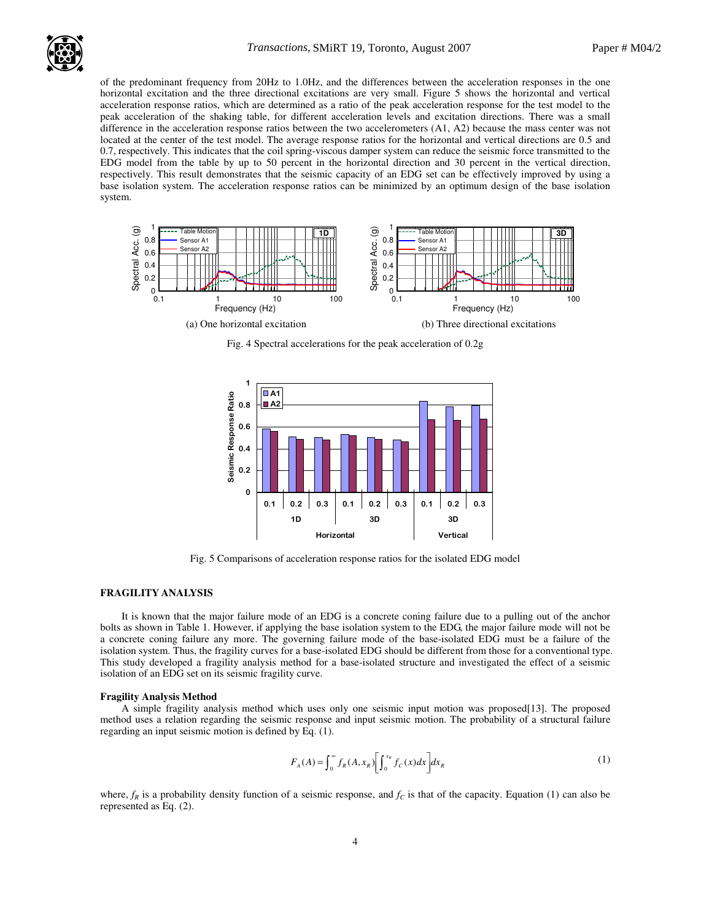of the predominant frequency from 20Hz to 1.0Hz, and the differences between the acceleration responses in the one horizontal excitation and the three directional excitations are very small. Figure 5 shows the horizontal and vertical acceleration response ratios, which are determined as a ratio of the peak acceleration response for the test model to the peak acceleration of the shaking table, for different acceleration levels and excitation directions. There was a small difference in the acceleration response ratios between the two accelerometers (A1, A2) because the mass center was not located at the center of the test model. The average response ratios for the horizontal and vertical directions are 0.5 and 0.7, respectively. This indicates that the coil spring-viscous damper system can reduce the seismic force transmitted to the EDG model from the table by up to 50 percent in the horizontal direction and 30 percent in the vertical direction, respectively. This result demonstrates that the seismic capacity of an EDG set can be effectively improved by using a base isolation system. The acceleration response ratios can be minimized by an optimum design of the base isolation system.

Spectral Acc. (g)
Frequency (Hz)
Table Motion
Sensor A1
Sensor A2
1D
3D

(a) One horizontal excitation

(b) Three directional excitations

Fig. 4 Spectral accelerations for the peak acceleration of 0.2g

Seismic Response Ratio
A1
A2
0.1 0.2 0.3 0.1 0.2 0.3 0.1 0.2 0.3
1D 3D 3D
Horizontal
Vertical

Fig. 5 Comparisons of acceleration response ratios for the isolated EDG model

## FRAGILITY ANALYSIS

It is known that the major failure mode of an EDG is a concrete coning failure due to a pulling out of the anchor bolts as shown in Table 1. However, if applying the base isolation system to the EDG, the major failure mode will not be a concrete coning failure any more. The governing failure mode of the base-isolated EDG must be a failure of the isolation system. Thus, the fragility curves for a base-isolated EDG should be different from those for a conventional type. This study developed a fragility analysis method for a base-isolated structure and investigated the effect of a seismic isolation of an EDG set on its seismic fragility curve.

### Fragility Analysis Method

A simple fragility analysis method which uses only one seismic input motion was proposed[13]. The proposed method uses a relation regarding the seismic response and input seismic motion. The probability of a structural failure regarding an input seismic motion is defined by Eq. (1).

$$F_A(A) = \int_0^\infty f_R(A, x_R)\left[\int_0^{x_R} f_C(x)dx\right]dx_R \tag{1}$$

where, $f_R$ is a probability density function of a seismic response, and $f_C$ is that of the capacity. Equation (1) can also be represented as Eq. (2).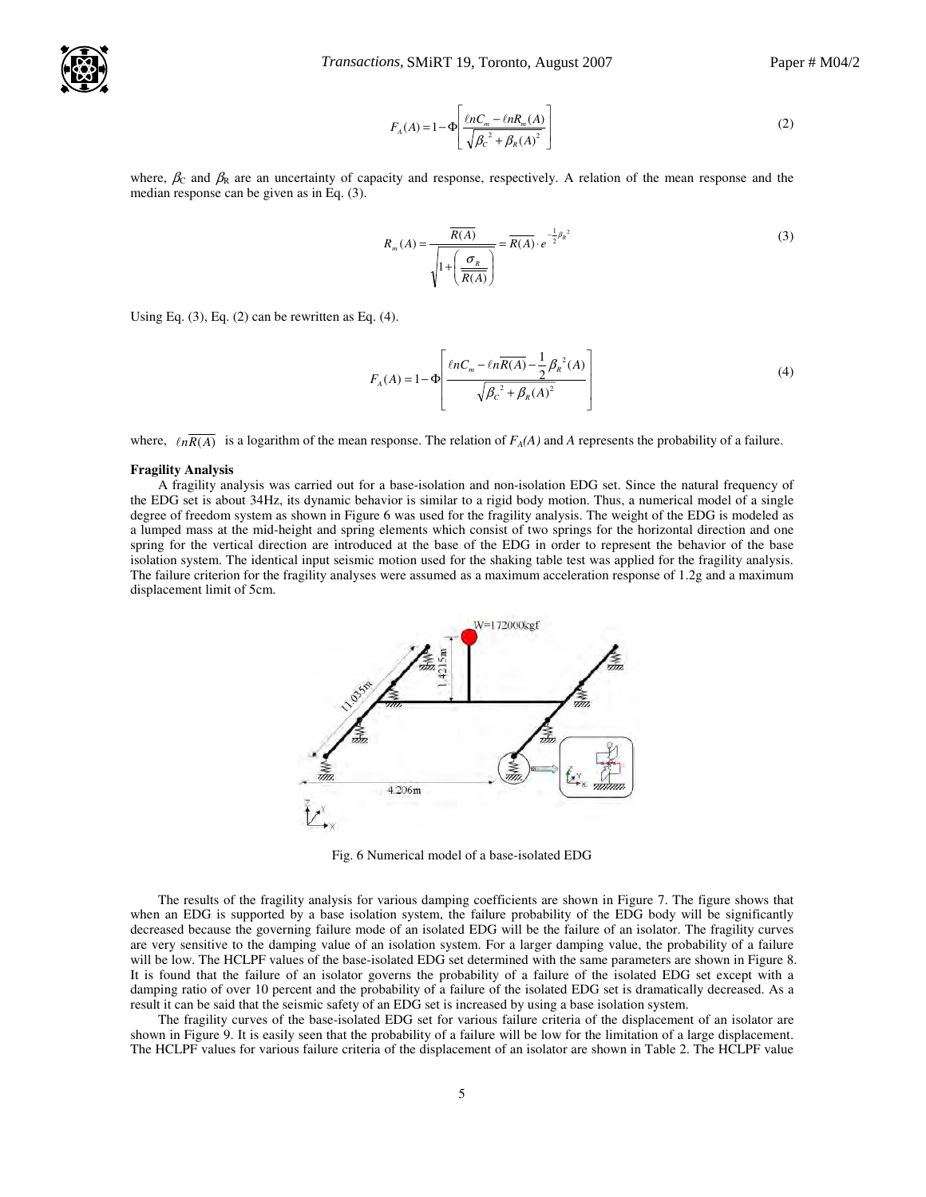$$F_A(A) = 1 - \Phi\left[\frac{\ell n C_m - \ell n R_m(A)}{\sqrt{\beta_C^{\,2} + \beta_R(A)^2}}\right] \tag{2}$$

where, $\beta_C$ and $\beta_R$ are an uncertainty of capacity and response, respectively. A relation of the mean response and the median response can be given as in Eq. (3).

$$R_m(A) = \frac{\overline{R(A)}}{\sqrt{1+\left(\frac{\sigma_R}{\overline{R(A)}}\right)}} = \overline{R(A)} \cdot e^{-\frac{1}{2}\beta_R^{\,2}} \tag{3}$$

Using Eq. (3), Eq. (2) can be rewritten as Eq. (4).

$$F_A(A) = 1 - \Phi\left[\frac{\ell n C_m - \ell n \overline{R(A)} - \frac{1}{2}\beta_R^{\,2}(A)}{\sqrt{\beta_C^{\,2} + \beta_R(A)^2}}\right] \tag{4}$$

where, $\ell n \overline{R(A)}$ is a logarithm of the mean response. The relation of $F_A(A)$ and $A$ represents the probability of a failure.

**Fragility Analysis**

A fragility analysis was carried out for a base-isolation and non-isolation EDG set. Since the natural frequency of the EDG set is about 34Hz, its dynamic behavior is similar to a rigid body motion. Thus, a numerical model of a single degree of freedom system as shown in Figure 6 was used for the fragility analysis. The weight of the EDG is modeled as a lumped mass at the mid-height and spring elements which consist of two springs for the horizontal direction and one spring for the vertical direction are introduced at the base of the EDG in order to represent the behavior of the base isolation system. The identical input seismic motion used for the shaking table test was applied for the fragility analysis. The failure criterion for the fragility analyses were assumed as a maximum acceleration response of 1.2g and a maximum displacement limit of 5cm.

W=172000kgf

1.4215m

11.035m

4.206m

Fig. 6 Numerical model of a base-isolated EDG

The results of the fragility analysis for various damping coefficients are shown in Figure 7. The figure shows that when an EDG is supported by a base isolation system, the failure probability of the EDG body will be significantly decreased because the governing failure mode of an isolated EDG will be the failure of an isolator. The fragility curves are very sensitive to the damping value of an isolation system. For a larger damping value, the probability of a failure will be low. The HCLPF values of the base-isolated EDG set determined with the same parameters are shown in Figure 8. It is found that the failure of an isolator governs the probability of a failure of the isolated EDG set except with a damping ratio of over 10 percent and the probability of a failure of the isolated EDG set is dramatically decreased. As a result it can be said that the seismic safety of an EDG set is increased by using a base isolation system.

The fragility curves of the base-isolated EDG set for various failure criteria of the displacement of an isolator are shown in Figure 9. It is easily seen that the probability of a failure will be low for the limitation of a large displacement. The HCLPF values for various failure criteria of the displacement of an isolator are shown in Table 2. The HCLPF value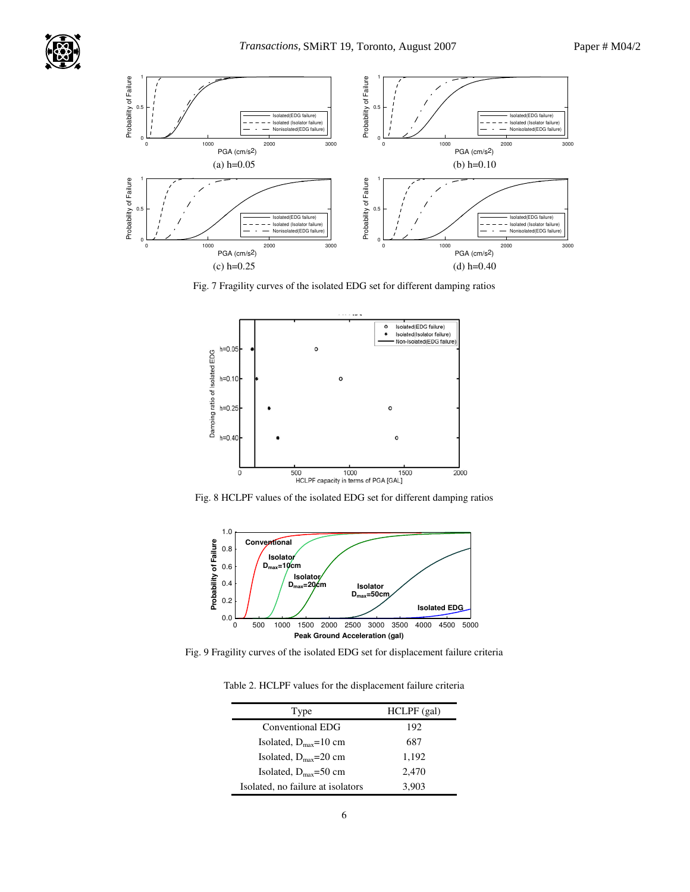Probability of Failure

0.5

1

0

0 1000 2000 3000

PGA (cm/s2)

Isolated(EDG failure)
Isolated (Isolator failure)
Nonisolated(EDG failure)

(a) h=0.05

(b) h=0.10

(c) h=0.25

(d) h=0.40

Fig. 7 Fragility curves of the isolated EDG set for different damping ratios

Damping ratio of isolated EDG

h=0.05
h=0.10
h=0.25
h=0.40

0 500 1000 1500 2000

HCLPF capacity in terms of PGA [GAL]

Isolated(EDG failure)
Isolated(Isolator failure)
Non-Isolated(EDG failure)

Fig. 8 HCLPF values of the isolated EDG set for different damping ratios

Probability of Failure

0.0 0.2 0.4 0.6 0.8 1.0

0 500 1000 1500 2000 2500 3000 3500 4000 4500 5000

Peak Ground Acceleration (gal)

Conventional

Isolator $D_{max}$=10cm

Isolator $D_{max}$=20cm

Isolator $D_{max}$=50cm

Isolated EDG

Fig. 9 Fragility curves of the isolated EDG set for displacement failure criteria

Table 2. HCLPF values for the displacement failure criteria

| Type | HCLPF (gal) |
|---|---|
| Conventional EDG | 192 |
| Isolated, $D_{max}$=10 cm | 687 |
| Isolated, $D_{max}$=20 cm | 1,192 |
| Isolated, $D_{max}$=50 cm | 2,470 |
| Isolated, no failure at isolators | 3,903 |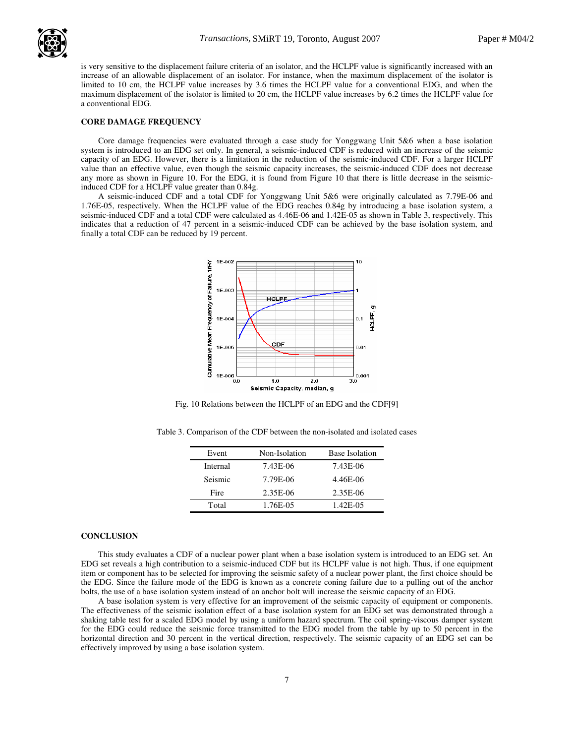is very sensitive to the displacement failure criteria of an isolator, and the HCLPF value is significantly increased with an increase of an allowable displacement of an isolator. For instance, when the maximum displacement of the isolator is limited to 10 cm, the HCLPF value increases by 3.6 times the HCLPF value for a conventional EDG, and when the maximum displacement of the isolator is limited to 20 cm, the HCLPF value increases by 6.2 times the HCLPF value for a conventional EDG.

## CORE DAMAGE FREQUENCY

Core damage frequencies were evaluated through a case study for Yonggwang Unit 5&6 when a base isolation system is introduced to an EDG set only. In general, a seismic-induced CDF is reduced with an increase of the seismic capacity of an EDG. However, there is a limitation in the reduction of the seismic-induced CDF. For a larger HCLPF value than an effective value, even though the seismic capacity increases, the seismic-induced CDF does not decrease any more as shown in Figure 10. For the EDG, it is found from Figure 10 that there is little decrease in the seismic-induced CDF for a HCLPF value greater than 0.84g.

A seismic-induced CDF and a total CDF for Yonggwang Unit 5&6 were originally calculated as 7.79E-06 and 1.76E-05, respectively. When the HCLPF value of the EDG reaches 0.84g by introducing a base isolation system, a seismic-induced CDF and a total CDF were calculated as 4.46E-06 and 1.42E-05 as shown in Table 3, respectively. This indicates that a reduction of 47 percent in a seismic-induced CDF can be achieved by the base isolation system, and finally a total CDF can be reduced by 19 percent.

Cumulative Mean Frequency of Failure, 1/RY
1E-002
1E-003
1E-004
1E-005
1E-006
HCLPF
CDF
10
1
0.1
0.01
0.001
HCLPF, g
0.0
1.0
2.0
3.0
Seismic Capacity, median, g

Fig. 10 Relations between the HCLPF of an EDG and the CDF[9]

Table 3. Comparison of the CDF between the non-isolated and isolated cases

| Event | Non-Isolation | Base Isolation |
|---|---|---|
| Internal | 7.43E-06 | 7.43E-06 |
| Seismic | 7.79E-06 | 4.46E-06 |
| Fire | 2.35E-06 | 2.35E-06 |
| Total | 1.76E-05 | 1.42E-05 |

## CONCLUSION

This study evaluates a CDF of a nuclear power plant when a base isolation system is introduced to an EDG set. An EDG set reveals a high contribution to a seismic-induced CDF but its HCLPF value is not high. Thus, if one equipment item or component has to be selected for improving the seismic safety of a nuclear power plant, the first choice should be the EDG. Since the failure mode of the EDG is known as a concrete coning failure due to a pulling out of the anchor bolts, the use of a base isolation system instead of an anchor bolt will increase the seismic capacity of an EDG.

A base isolation system is very effective for an improvement of the seismic capacity of equipment or components. The effectiveness of the seismic isolation effect of a base isolation system for an EDG set was demonstrated through a shaking table test for a scaled EDG model by using a uniform hazard spectrum. The coil spring-viscous damper system for the EDG could reduce the seismic force transmitted to the EDG model from the table by up to 50 percent in the horizontal direction and 30 percent in the vertical direction, respectively. The seismic capacity of an EDG set can be effectively improved by using a base isolation system.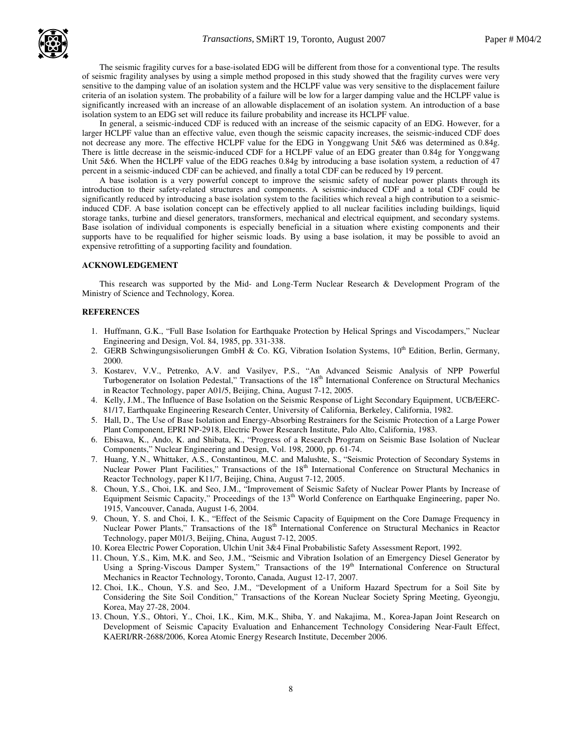The seismic fragility curves for a base-isolated EDG will be different from those for a conventional type. The results of seismic fragility analyses by using a simple method proposed in this study showed that the fragility curves were very sensitive to the damping value of an isolation system and the HCLPF value was very sensitive to the displacement failure criteria of an isolation system. The probability of a failure will be low for a larger damping value and the HCLPF value is significantly increased with an increase of an allowable displacement of an isolation system. An introduction of a base isolation system to an EDG set will reduce its failure probability and increase its HCLPF value.

In general, a seismic-induced CDF is reduced with an increase of the seismic capacity of an EDG. However, for a larger HCLPF value than an effective value, even though the seismic capacity increases, the seismic-induced CDF does not decrease any more. The effective HCLPF value for the EDG in Yonggwang Unit 5&6 was determined as 0.84g. There is little decrease in the seismic-induced CDF for a HCLPF value of an EDG greater than 0.84g for Yonggwang Unit 5&6. When the HCLPF value of the EDG reaches 0.84g by introducing a base isolation system, a reduction of 47 percent in a seismic-induced CDF can be achieved, and finally a total CDF can be reduced by 19 percent.

A base isolation is a very powerful concept to improve the seismic safety of nuclear power plants through its introduction to their safety-related structures and components. A seismic-induced CDF and a total CDF could be significantly reduced by introducing a base isolation system to the facilities which reveal a high contribution to a seismic-induced CDF. A base isolation concept can be effectively applied to all nuclear facilities including buildings, liquid storage tanks, turbine and diesel generators, transformers, mechanical and electrical equipment, and secondary systems. Base isolation of individual components is especially beneficial in a situation where existing components and their supports have to be requalified for higher seismic loads. By using a base isolation, it may be possible to avoid an expensive retrofitting of a supporting facility and foundation.

## ACKNOWLEDGEMENT

This research was supported by the Mid- and Long-Term Nuclear Research & Development Program of the Ministry of Science and Technology, Korea.

## REFERENCES

1. Huffmann, G.K., "Full Base Isolation for Earthquake Protection by Helical Springs and Viscodampers," Nuclear Engineering and Design, Vol. 84, 1985, pp. 331-338.
2. GERB Schwingungsisolierungen GmbH & Co. KG, Vibration Isolation Systems, 10th Edition, Berlin, Germany, 2000.
3. Kostarev, V.V., Petrenko, A.V. and Vasilyev, P.S., "An Advanced Seismic Analysis of NPP Powerful Turbogenerator on Isolation Pedestal," Transactions of the 18th International Conference on Structural Mechanics in Reactor Technology, paper A01/5, Beijing, China, August 7-12, 2005.
4. Kelly, J.M., The Influence of Base Isolation on the Seismic Response of Light Secondary Equipment, UCB/EERC-81/17, Earthquake Engineering Research Center, University of California, Berkeley, California, 1982.
5. Hall, D., The Use of Base Isolation and Energy-Absorbing Restrainers for the Seismic Protection of a Large Power Plant Component, EPRI NP-2918, Electric Power Research Institute, Palo Alto, California, 1983.
6. Ebisawa, K., Ando, K. and Shibata, K., "Progress of a Research Program on Seismic Base Isolation of Nuclear Components," Nuclear Engineering and Design, Vol. 198, 2000, pp. 61-74.
7. Huang, Y.N., Whittaker, A.S., Constantinou, M.C. and Malushte, S., "Seismic Protection of Secondary Systems in Nuclear Power Plant Facilities," Transactions of the 18th International Conference on Structural Mechanics in Reactor Technology, paper K11/7, Beijing, China, August 7-12, 2005.
8. Choun, Y.S., Choi, I.K. and Seo, J.M., "Improvement of Seismic Safety of Nuclear Power Plants by Increase of Equipment Seismic Capacity," Proceedings of the 13th World Conference on Earthquake Engineering, paper No. 1915, Vancouver, Canada, August 1-6, 2004.
9. Choun, Y. S. and Choi, I. K., "Effect of the Seismic Capacity of Equipment on the Core Damage Frequency in Nuclear Power Plants," Transactions of the 18th International Conference on Structural Mechanics in Reactor Technology, paper M01/3, Beijing, China, August 7-12, 2005.
10. Korea Electric Power Coporation, Ulchin Unit 3&4 Final Probabilistic Safety Assessment Report, 1992.
11. Choun, Y.S., Kim, M.K. and Seo, J.M., "Seismic and Vibration Isolation of an Emergency Diesel Generator by Using a Spring-Viscous Damper System," Transactions of the 19th International Conference on Structural Mechanics in Reactor Technology, Toronto, Canada, August 12-17, 2007.
12. Choi, I.K., Choun, Y.S. and Seo, J.M., "Development of a Uniform Hazard Spectrum for a Soil Site by Considering the Site Soil Condition," Transactions of the Korean Nuclear Society Spring Meeting, Gyeongju, Korea, May 27-28, 2004.
13. Choun, Y.S., Ohtori, Y., Choi, I.K., Kim, M.K., Shiba, Y. and Nakajima, M., Korea-Japan Joint Research on Development of Seismic Capacity Evaluation and Enhancement Technology Considering Near-Fault Effect, KAERI/RR-2688/2006, Korea Atomic Energy Research Institute, December 2006.